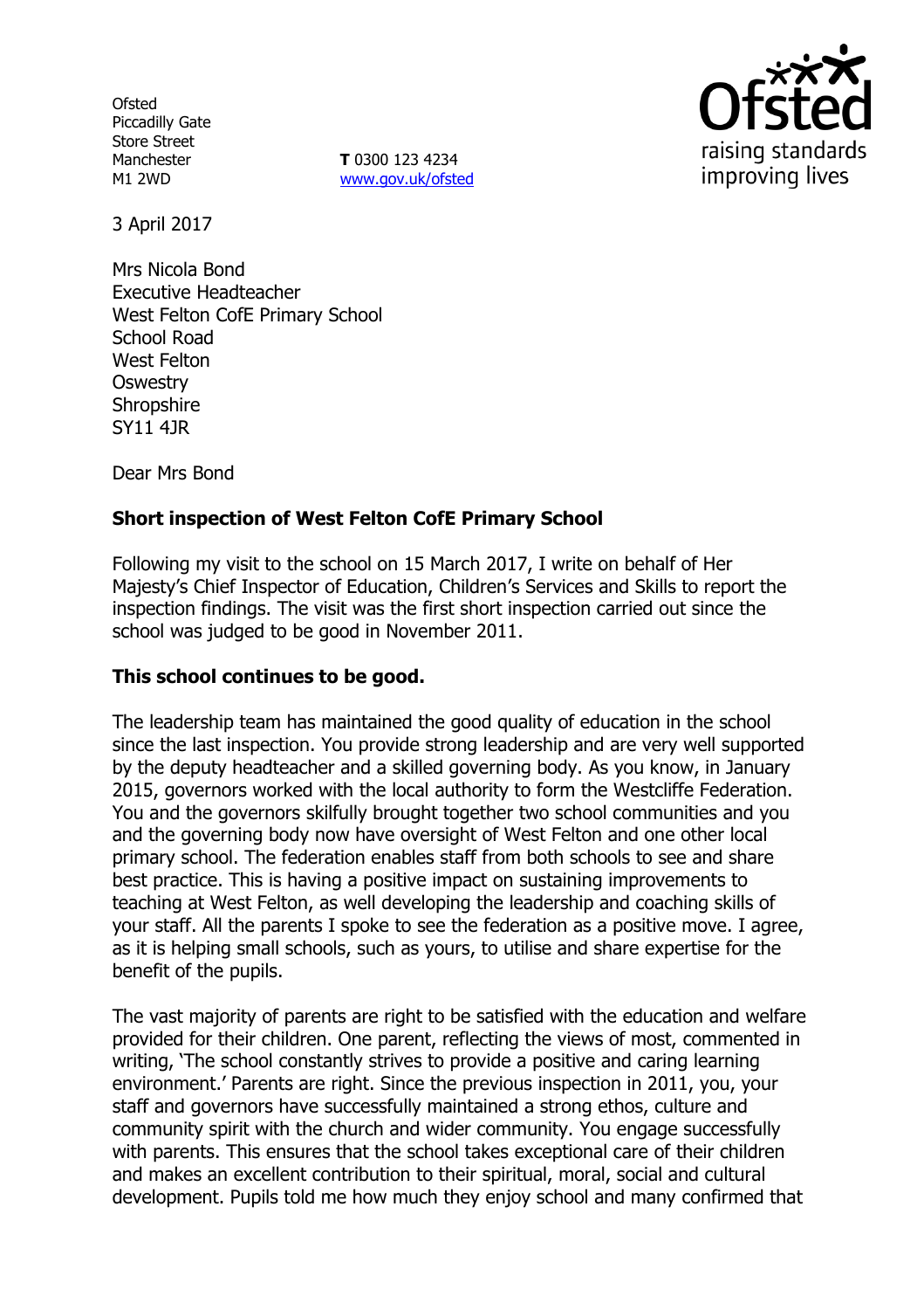Ofsted
Piccadilly Gate
Store Street
Manchester
M1 2WD

**T** 0300 123 4234
www.gov.uk/ofsted

3 April 2017

Mrs Nicola Bond
Executive Headteacher
West Felton CofE Primary School
School Road
West Felton
Oswestry
Shropshire
SY11 4JR

Dear Mrs Bond

**Short inspection of West Felton CofE Primary School**

Following my visit to the school on 15 March 2017, I write on behalf of Her Majesty's Chief Inspector of Education, Children's Services and Skills to report the inspection findings. The visit was the first short inspection carried out since the school was judged to be good in November 2011.

**This school continues to be good.**

The leadership team has maintained the good quality of education in the school since the last inspection. You provide strong leadership and are very well supported by the deputy headteacher and a skilled governing body. As you know, in January 2015, governors worked with the local authority to form the Westcliffe Federation. You and the governors skilfully brought together two school communities and you and the governing body now have oversight of West Felton and one other local primary school. The federation enables staff from both schools to see and share best practice. This is having a positive impact on sustaining improvements to teaching at West Felton, as well developing the leadership and coaching skills of your staff. All the parents I spoke to see the federation as a positive move. I agree, as it is helping small schools, such as yours, to utilise and share expertise for the benefit of the pupils.

The vast majority of parents are right to be satisfied with the education and welfare provided for their children. One parent, reflecting the views of most, commented in writing, 'The school constantly strives to provide a positive and caring learning environment.' Parents are right. Since the previous inspection in 2011, you, your staff and governors have successfully maintained a strong ethos, culture and community spirit with the church and wider community. You engage successfully with parents. This ensures that the school takes exceptional care of their children and makes an excellent contribution to their spiritual, moral, social and cultural development. Pupils told me how much they enjoy school and many confirmed that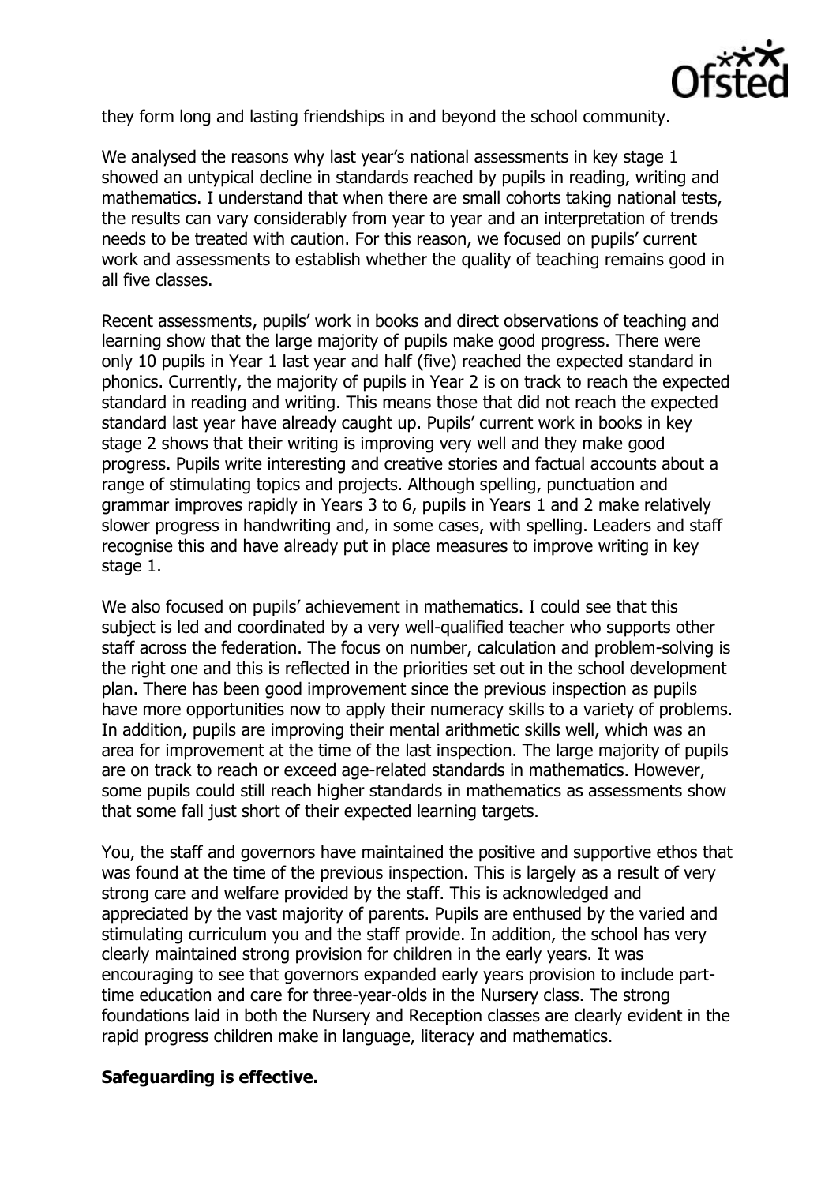they form long and lasting friendships in and beyond the school community.

We analysed the reasons why last year's national assessments in key stage 1 showed an untypical decline in standards reached by pupils in reading, writing and mathematics. I understand that when there are small cohorts taking national tests, the results can vary considerably from year to year and an interpretation of trends needs to be treated with caution. For this reason, we focused on pupils' current work and assessments to establish whether the quality of teaching remains good in all five classes.

Recent assessments, pupils' work in books and direct observations of teaching and learning show that the large majority of pupils make good progress. There were only 10 pupils in Year 1 last year and half (five) reached the expected standard in phonics. Currently, the majority of pupils in Year 2 is on track to reach the expected standard in reading and writing. This means those that did not reach the expected standard last year have already caught up. Pupils' current work in books in key stage 2 shows that their writing is improving very well and they make good progress. Pupils write interesting and creative stories and factual accounts about a range of stimulating topics and projects. Although spelling, punctuation and grammar improves rapidly in Years 3 to 6, pupils in Years 1 and 2 make relatively slower progress in handwriting and, in some cases, with spelling. Leaders and staff recognise this and have already put in place measures to improve writing in key stage 1.

We also focused on pupils' achievement in mathematics. I could see that this subject is led and coordinated by a very well-qualified teacher who supports other staff across the federation. The focus on number, calculation and problem-solving is the right one and this is reflected in the priorities set out in the school development plan. There has been good improvement since the previous inspection as pupils have more opportunities now to apply their numeracy skills to a variety of problems. In addition, pupils are improving their mental arithmetic skills well, which was an area for improvement at the time of the last inspection. The large majority of pupils are on track to reach or exceed age-related standards in mathematics. However, some pupils could still reach higher standards in mathematics as assessments show that some fall just short of their expected learning targets.

You, the staff and governors have maintained the positive and supportive ethos that was found at the time of the previous inspection. This is largely as a result of very strong care and welfare provided by the staff. This is acknowledged and appreciated by the vast majority of parents. Pupils are enthused by the varied and stimulating curriculum you and the staff provide. In addition, the school has very clearly maintained strong provision for children in the early years. It was encouraging to see that governors expanded early years provision to include part-time education and care for three-year-olds in the Nursery class. The strong foundations laid in both the Nursery and Reception classes are clearly evident in the rapid progress children make in language, literacy and mathematics.

**Safeguarding is effective.**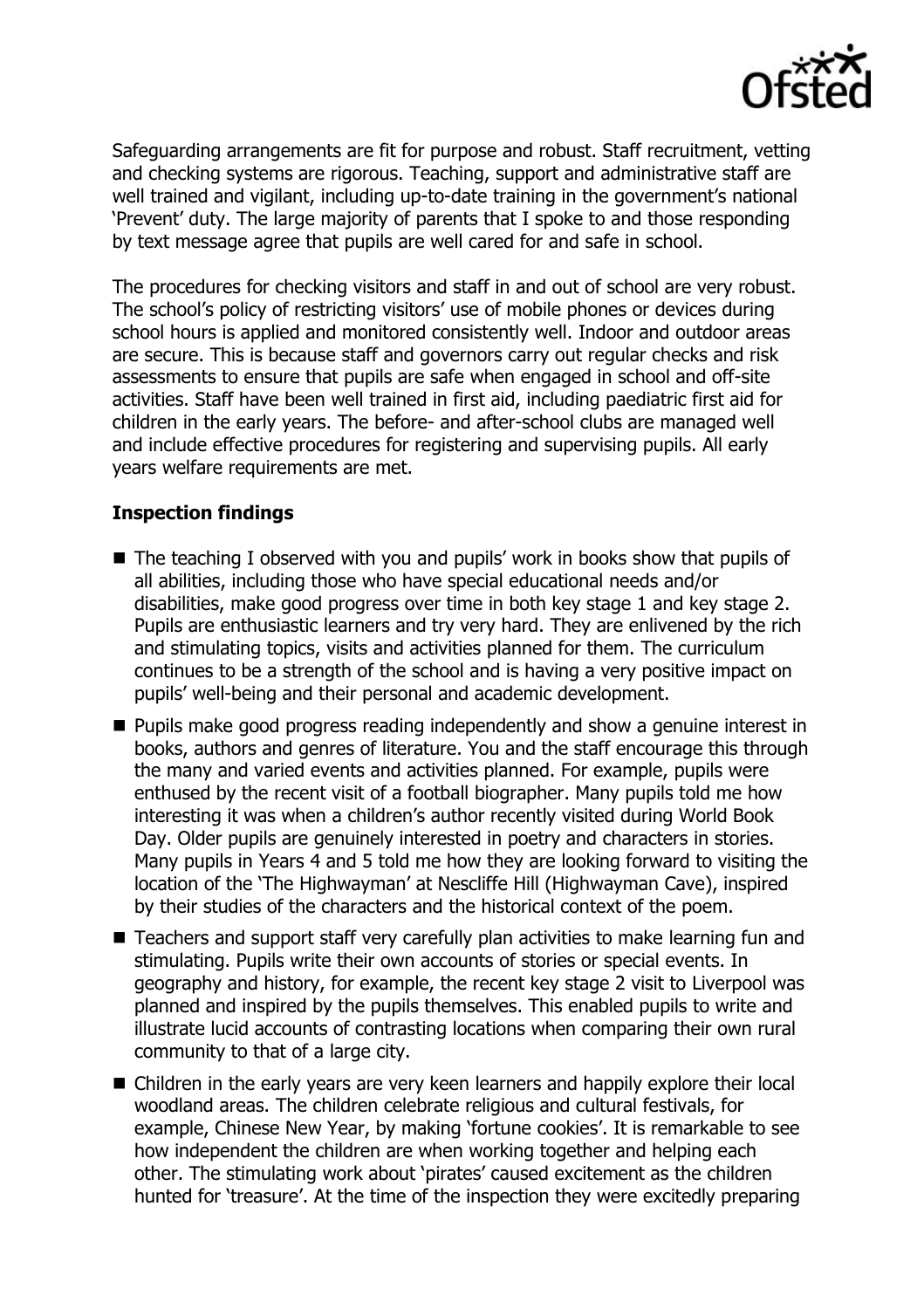Safeguarding arrangements are fit for purpose and robust. Staff recruitment, vetting and checking systems are rigorous. Teaching, support and administrative staff are well trained and vigilant, including up-to-date training in the government's national 'Prevent' duty. The large majority of parents that I spoke to and those responding by text message agree that pupils are well cared for and safe in school.

The procedures for checking visitors and staff in and out of school are very robust. The school's policy of restricting visitors' use of mobile phones or devices during school hours is applied and monitored consistently well. Indoor and outdoor areas are secure. This is because staff and governors carry out regular checks and risk assessments to ensure that pupils are safe when engaged in school and off-site activities. Staff have been well trained in first aid, including paediatric first aid for children in the early years. The before- and after-school clubs are managed well and include effective procedures for registering and supervising pupils. All early years welfare requirements are met.

**Inspection findings**

- The teaching I observed with you and pupils' work in books show that pupils of all abilities, including those who have special educational needs and/or disabilities, make good progress over time in both key stage 1 and key stage 2. Pupils are enthusiastic learners and try very hard. They are enlivened by the rich and stimulating topics, visits and activities planned for them. The curriculum continues to be a strength of the school and is having a very positive impact on pupils' well-being and their personal and academic development.
- Pupils make good progress reading independently and show a genuine interest in books, authors and genres of literature. You and the staff encourage this through the many and varied events and activities planned. For example, pupils were enthused by the recent visit of a football biographer. Many pupils told me how interesting it was when a children's author recently visited during World Book Day. Older pupils are genuinely interested in poetry and characters in stories. Many pupils in Years 4 and 5 told me how they are looking forward to visiting the location of the 'The Highwayman' at Nescliffe Hill (Highwayman Cave), inspired by their studies of the characters and the historical context of the poem.
- Teachers and support staff very carefully plan activities to make learning fun and stimulating. Pupils write their own accounts of stories or special events. In geography and history, for example, the recent key stage 2 visit to Liverpool was planned and inspired by the pupils themselves. This enabled pupils to write and illustrate lucid accounts of contrasting locations when comparing their own rural community to that of a large city.
- Children in the early years are very keen learners and happily explore their local woodland areas. The children celebrate religious and cultural festivals, for example, Chinese New Year, by making 'fortune cookies'. It is remarkable to see how independent the children are when working together and helping each other. The stimulating work about 'pirates' caused excitement as the children hunted for 'treasure'. At the time of the inspection they were excitedly preparing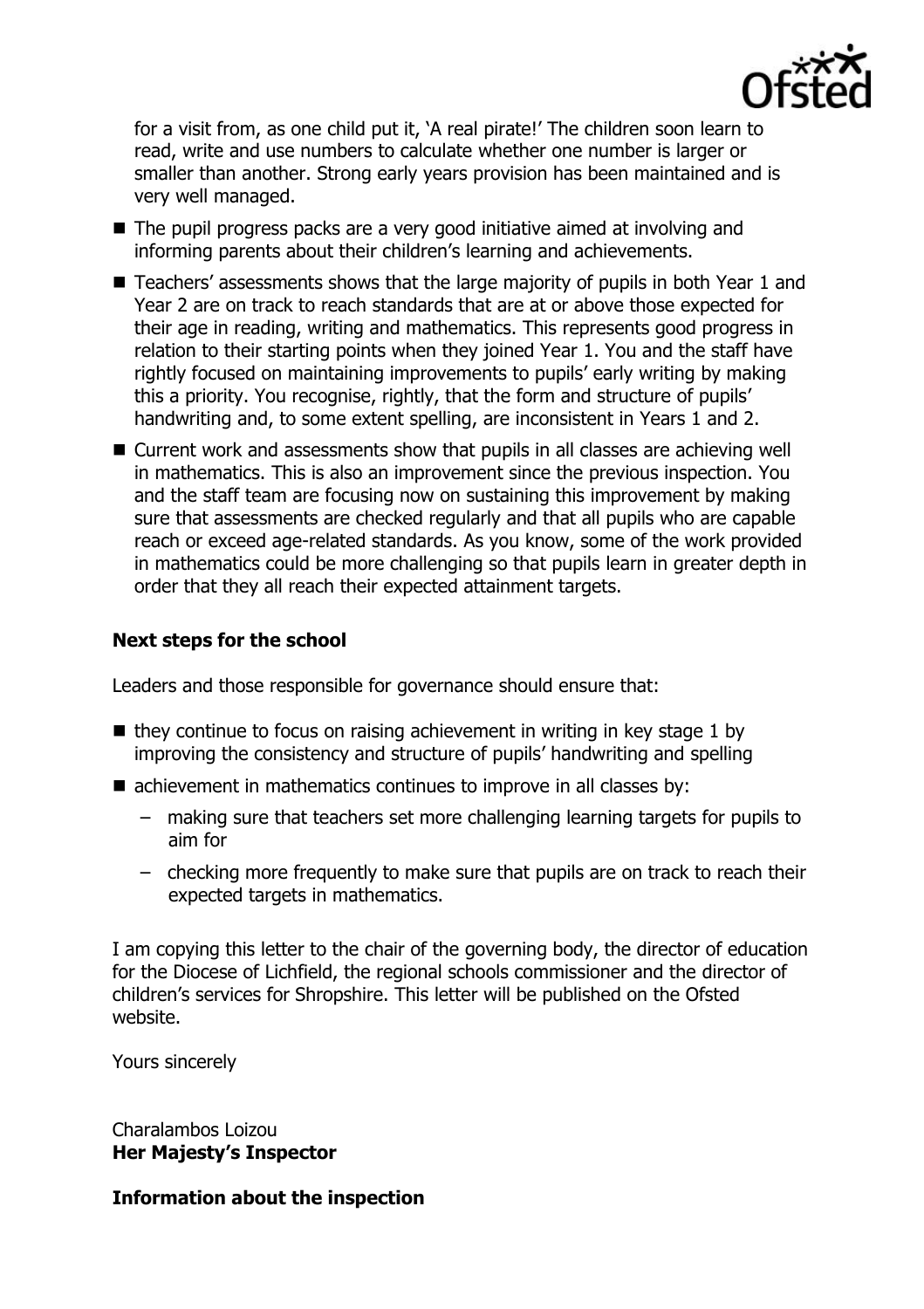for a visit from, as one child put it, 'A real pirate!' The children soon learn to read, write and use numbers to calculate whether one number is larger or smaller than another. Strong early years provision has been maintained and is very well managed.

- The pupil progress packs are a very good initiative aimed at involving and informing parents about their children's learning and achievements.
- Teachers' assessments shows that the large majority of pupils in both Year 1 and Year 2 are on track to reach standards that are at or above those expected for their age in reading, writing and mathematics. This represents good progress in relation to their starting points when they joined Year 1. You and the staff have rightly focused on maintaining improvements to pupils' early writing by making this a priority. You recognise, rightly, that the form and structure of pupils' handwriting and, to some extent spelling, are inconsistent in Years 1 and 2.
- Current work and assessments show that pupils in all classes are achieving well in mathematics. This is also an improvement since the previous inspection. You and the staff team are focusing now on sustaining this improvement by making sure that assessments are checked regularly and that all pupils who are capable reach or exceed age-related standards. As you know, some of the work provided in mathematics could be more challenging so that pupils learn in greater depth in order that they all reach their expected attainment targets.

## Next steps for the school

Leaders and those responsible for governance should ensure that:

- they continue to focus on raising achievement in writing in key stage 1 by improving the consistency and structure of pupils' handwriting and spelling
- achievement in mathematics continues to improve in all classes by:
  - making sure that teachers set more challenging learning targets for pupils to aim for
  - checking more frequently to make sure that pupils are on track to reach their expected targets in mathematics.

I am copying this letter to the chair of the governing body, the director of education for the Diocese of Lichfield, the regional schools commissioner and the director of children's services for Shropshire. This letter will be published on the Ofsted website.

Yours sincerely

Charalambos Loizou
**Her Majesty's Inspector**

## Information about the inspection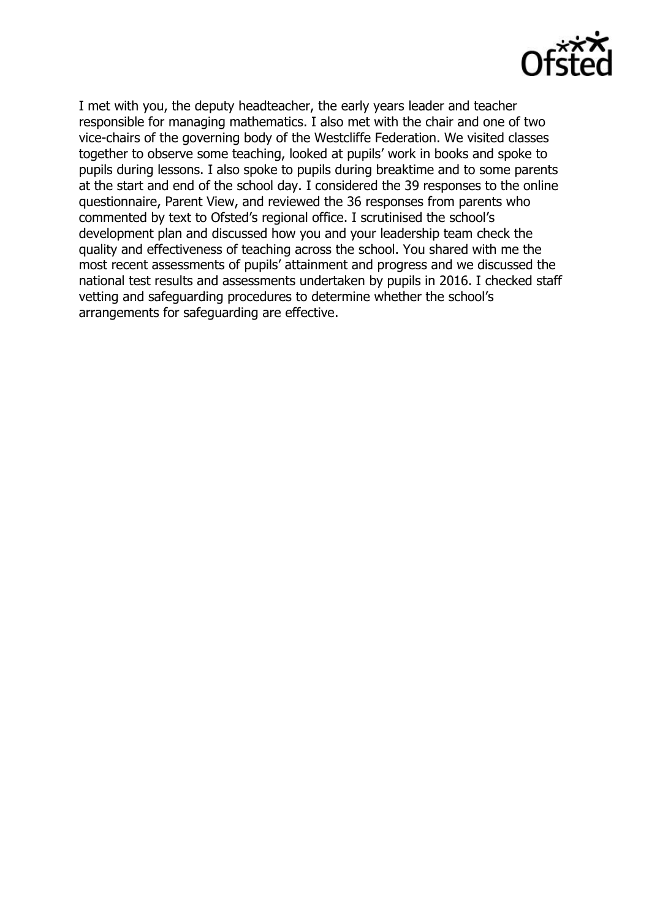I met with you, the deputy headteacher, the early years leader and teacher responsible for managing mathematics. I also met with the chair and one of two vice-chairs of the governing body of the Westcliffe Federation. We visited classes together to observe some teaching, looked at pupils' work in books and spoke to pupils during lessons. I also spoke to pupils during breaktime and to some parents at the start and end of the school day. I considered the 39 responses to the online questionnaire, Parent View, and reviewed the 36 responses from parents who commented by text to Ofsted's regional office. I scrutinised the school's development plan and discussed how you and your leadership team check the quality and effectiveness of teaching across the school. You shared with me the most recent assessments of pupils' attainment and progress and we discussed the national test results and assessments undertaken by pupils in 2016. I checked staff vetting and safeguarding procedures to determine whether the school's arrangements for safeguarding are effective.